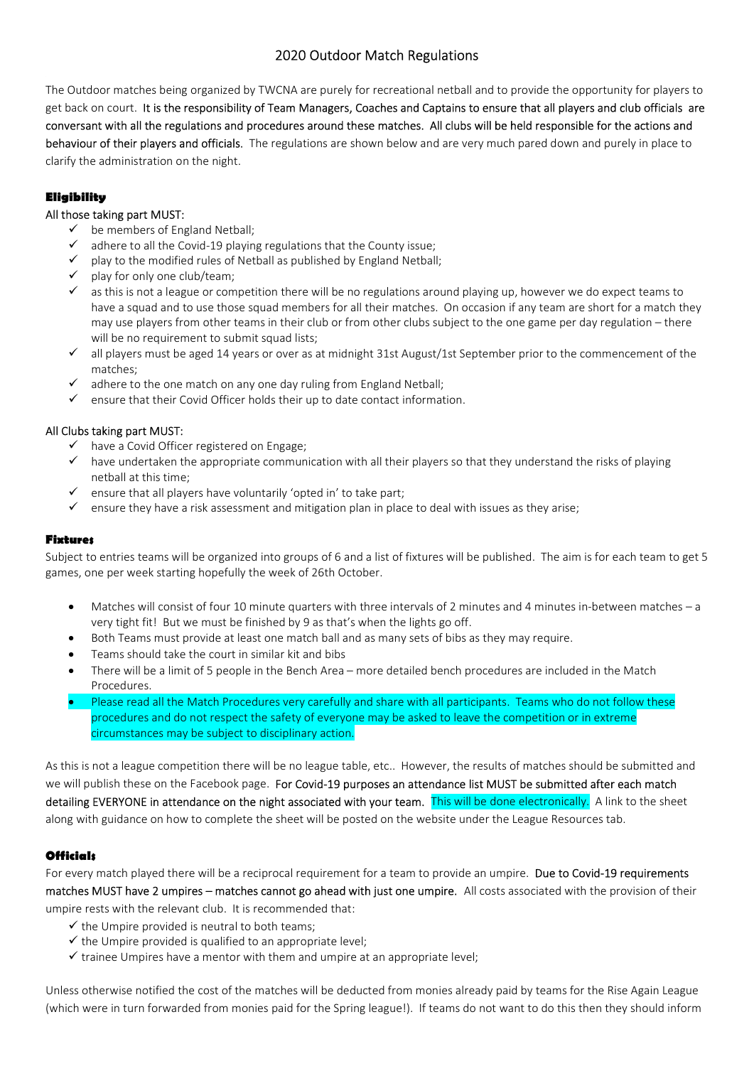# 2020 Outdoor Match Regulations

The Outdoor matches being organized by TWCNA are purely for recreational netball and to provide the opportunity for players to get back on court. It is the responsibility of Team Managers, Coaches and Captains to ensure that all players and club officials are conversant with all the regulations and procedures around these matches. All clubs will be held responsible for the actions and behaviour of their players and officials. The regulations are shown below and are very much pared down and purely in place to clarify the administration on the night.

## Eligibility

All those taking part MUST:

- ✓ be members of England Netball;
- ✓ adhere to all the Covid-19 playing regulations that the County issue;
- ✓ play to the modified rules of Netball as published by England Netball;
- ✓ play for only one club/team;
- ✓ as this is not a league or competition there will be no regulations around playing up, however we do expect teams to have a squad and to use those squad members for all their matches. On occasion if any team are short for a match they may use players from other teams in their club or from other clubs subject to the one game per day regulation – there will be no requirement to submit squad lists;
- ✓ all players must be aged 14 years or over as at midnight 31st August/1st September prior to the commencement of the matches;
- ✓ adhere to the one match on any one day ruling from England Netball;
- ✓ ensure that their Covid Officer holds their up to date contact information.

All Clubs taking part MUST:

- ✓ have a Covid Officer registered on Engage;
- ✓ have undertaken the appropriate communication with all their players so that they understand the risks of playing netball at this time;
- ✓ ensure that all players have voluntarily 'opted in' to take part;
- ✓ ensure they have a risk assessment and mitigation plan in place to deal with issues as they arise;

## Fixtures

Subject to entries teams will be organized into groups of 6 and a list of fixtures will be published. The aim is for each team to get 5 games, one per week starting hopefully the week of 26th October.

- Matches will consist of four 10 minute quarters with three intervals of 2 minutes and 4 minutes in-between matches – a very tight fit! But we must be finished by 9 as that's when the lights go off.
- Both Teams must provide at least one match ball and as many sets of bibs as they may require.
- Teams should take the court in similar kit and bibs
- There will be a limit of 5 people in the Bench Area – more detailed bench procedures are included in the Match Procedures.
- Please read all the Match Procedures very carefully and share with all participants. Teams who do not follow these procedures and do not respect the safety of everyone may be asked to leave the competition or in extreme circumstances may be subject to disciplinary action.

As this is not a league competition there will be no league table, etc.. However, the results of matches should be submitted and we will publish these on the Facebook page. For Covid-19 purposes an attendance list MUST be submitted after each match detailing EVERYONE in attendance on the night associated with your team. This will be done electronically. A link to the sheet along with guidance on how to complete the sheet will be posted on the website under the League Resources tab.

## Officials

For every match played there will be a reciprocal requirement for a team to provide an umpire. Due to Covid-19 requirements matches MUST have 2 umpires – matches cannot go ahead with just one umpire. All costs associated with the provision of their umpire rests with the relevant club. It is recommended that:

- ✓ the Umpire provided is neutral to both teams;
- ✓ the Umpire provided is qualified to an appropriate level;
- ✓ trainee Umpires have a mentor with them and umpire at an appropriate level;

Unless otherwise notified the cost of the matches will be deducted from monies already paid by teams for the Rise Again League (which were in turn forwarded from monies paid for the Spring league!). If teams do not want to do this then they should inform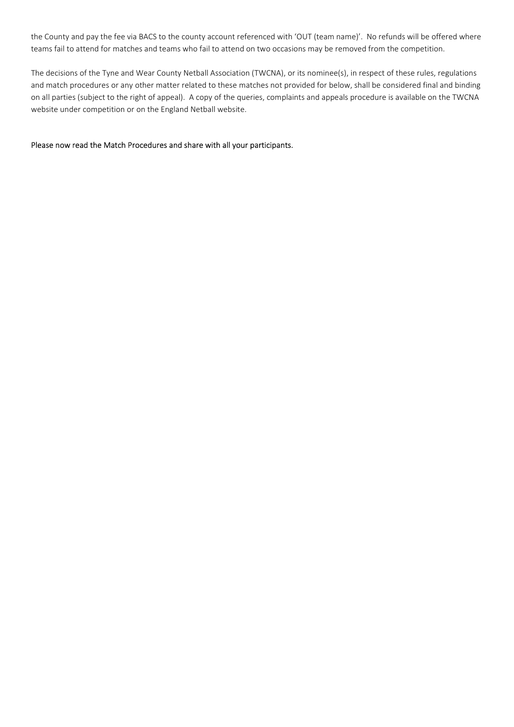the County and pay the fee via BACS to the county account referenced with 'OUT (team name)'. No refunds will be offered where teams fail to attend for matches and teams who fail to attend on two occasions may be removed from the competition.

The decisions of the Tyne and Wear County Netball Association (TWCNA), or its nominee(s), in respect of these rules, regulations and match procedures or any other matter related to these matches not provided for below, shall be considered final and binding on all parties (subject to the right of appeal). A copy of the queries, complaints and appeals procedure is available on the TWCNA website under competition or on the England Netball website.

Please now read the Match Procedures and share with all your participants.